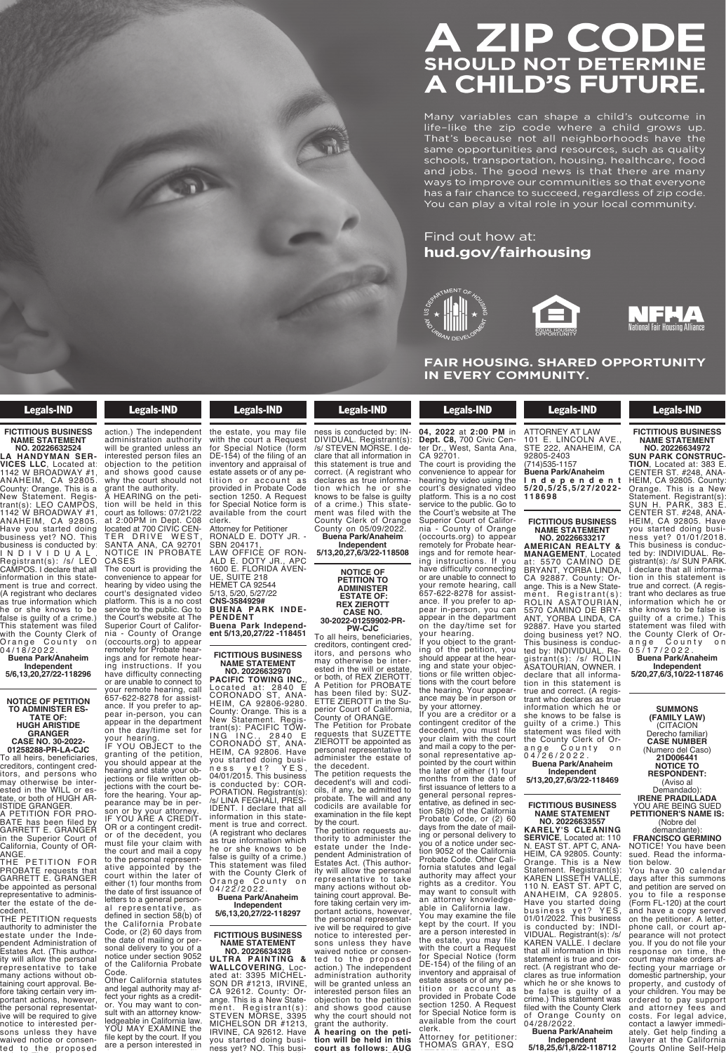# A ZIP CODE SHOULD NOT DETERMINE A CHILD'S FUTURE.

Many variables can shape a child's outcome in life–like the zip code where a child grows up. That's because not all neighborhoods have the same opportunities and resources, such as quality schools, transportation, housing, healthcare, food and jobs. The good news is that there are many ways to improve our communities so that everyone has a fair chance to succeed, regardless of zip code. You can play a vital role in your local community.

Find out how at:
**hud.gov/fairhousing**

US DEPARTMENT OF HOUSING AND URBAN DEVELOPMENT — EQUAL HOUSING OPPORTUNITY — NFHA National Fair Housing Alliance

**FAIR HOUSING. SHARED OPPORTUNITY IN EVERY COMMUNITY.**

## Legals-IND

**FICTITIOUS BUSINESS NAME STATEMENT NO. 20226632524**
**LA HANDYMAN SERVICES LLC**, Located at: 1142 W BROADWAY #1, ANAHEIM, CA 92805. County: Orange. This is a New Statement. Registrant(s): LEO CAMPOS, 1142 W BROADWAY #1, ANAHEIM, CA 92805. Have you started doing business yet? NO. This business is conducted by: INDIVIDUAL. Registrant(s): /s/ LEO CAMPOS. I declare that all information in this statement is true and correct. (A registrant who declares as true information which he or she knows to be false is guilty of a crime.) This statement was filed with the County Clerk of Orange County on 04/18/2022.
**Buena Park/Anaheim Independent**
**5/6,13,20,27/22-118296**

**NOTICE OF PETITION TO ADMINISTER ESTATE OF: HUGH ARISTIDE GRANGER CASE NO. 30-2022-01258288-PR-LA-CJC**
To all heirs, beneficiaries, creditors, contingent creditors, and persons who may otherwise be interested in the WILL or estate, or both, of HUGH ARISTIDE GRANGER.
A PETITION FOR PROBATE has been filed by GARRETT E. GRANGER in the Superior Court of California, County of ORANGE.
THE PETITION FOR PROBATE requests that GARRETT E. GRANGER be appointed as personal representative to administer the estate of the decedent.
THE PETITION requests authority to administer the estate under the Independent Administration of Estates Act. (This authority will allow the personal representative to take many actions without obtaining court approval. Before taking certain very important actions, however, the personal representative will be required to give notice to interested persons unless they have waived notice or consented to the proposed action.) The independent administration authority will be granted unless an interested person files an objection to the petition and shows good cause why the court should not grant the authority.
A HEARING on the petition will be held in this court as follows: 07/21/22 at 2:00PM in Dept. C08 located at 700 CIVIC CENTER DRIVE WEST, SANTA ANA, CA 92701
NOTICE IN PROBATE CASES
The court is providing the convenience to appear for hearing by video using the court's designated video platform. This is a no cost service to the public. Go to the Court's website at The Superior Court of California - County of Orange (occourts.org) to appear remotely for Probate hearings and for remote hearing instructions. If you have difficulty connecting or are unable to connect to your remote hearing, call 657-622-8278 for assistance. If you prefer to appear in-person, you can appear in the department on the day/time set for your hearing.
IF YOU OBJECT to the granting of the petition, you should appear at the hearing and state your objections or file written objections with the court before the hearing. Your appearance may be in person or by your attorney.
IF YOU ARE A CREDITOR or a contingent creditor of the decedent, you must file your claim with the court and mail a copy to the personal representative appointed by the court within the later of either (1) four months from the date of first issuance of letters to a general personal representative, as defined in section 58(b) of the California Probate Code, or (2) 60 days from the date of mailing or personal delivery to you of a notice under section 9052 of the California Probate Code.
Other California statutes and legal authority may affect your rights as a creditor. You may want to consult with an attorney knowledgeable in California law.
YOU MAY EXAMINE the file kept by the court. If you are a person interested in the estate, you may file with the court a Request for Special Notice (form DE-154) of the filing of an inventory and appraisal of estate assets or of any petition or account as provided in Probate Code section 1250. A Request for Special Notice form is available from the court clerk.
Attorney for Petitioner
RONALD E. DOTY JR. - SBN 204171,
LAW OFFICE OF RONALD E. DOTY JR., APC
1600 E. FLORIDA AVENUE, SUITE 218
HEMET CA 92544
5/13, 5/20, 5/27/22
**CNS-3584929#**
**BUENA PARK INDEPENDENT**
**Buena Park Independent 5/13,20,27/22 -118451**

**FICTITIOUS BUSINESS NAME STATEMENT NO. 20226632970**
**PACIFIC TOWING INC.**, Located at: 2840 E CORONADO ST, ANAHEIM, CA 92806-9280. County: Orange. This is a New Statement. Registrant(s): PACIFIC TOWING INC., 2840 E CORONADO ST, ANAHEIM, CA 92806. Have you started doing business yet? YES, 04/01/2015. This business is conducted by: CORPORATION. Registrant(s): /s/ LINA FEGHALI, PRESIDENT. I declare that all information in this statement is true and correct. (A registrant who declares as true information which he or she knows to be false is guilty of a crime.) This statement was filed with the County Clerk of Orange County on 04/22/2022.
**Buena Park/Anaheim Independent**
**5/6,13,20,27/22-118297**

**FICTITIOUS BUSINESS NAME STATEMENT NO. 20226634328**
**ULTRA PAINTING & WALLCOVERING**, Located at: 3395 MICHELSON DR #1213, IRVINE, CA 92612. County: Orange. This is a New Statement. Registrant(s): STEVEN MORSE, 3395 MICHELSON DR #1213, IRVINE, CA 92612. Have you started doing business yet? NO. This business is conducted by: INDIVIDUAL. Registrant(s): /s/ STEVEN MORSE. I declare that all information in this statement is true and correct. (A registrant who declares as true information which he or she knows to be false is guilty of a crime.) This statement was filed with the County Clerk of Orange County on 05/09/2022.
**Buena Park/Anaheim Independent**
**5/13,20,27,6/3/22-118508**

**NOTICE OF PETITION TO ADMINISTER ESTATE OF: REX ZIEROTT CASE NO. 30-2022-01259902-PR-PW-CJC**
To all heirs, beneficiaries, creditors, contingent creditors, and persons who may otherwise be interested in the will or estate, or both, of REX ZIEROTT.
A Petition for PROBATE has been filed by: SUZETTE ZIEROTT in the Superior Court of California, County of ORANGE.
The Petition for Probate requests that SUZETTE ZIEROTT be appointed as personal representative to administer the estate of the decedent.
The petition requests the decedent's will and codicils, if any, be admitted to probate. The will and any codicils are available for examination in the file kept by the court.
The petition requests authority to administer the estate under the Independent Administration of Estates Act. (This authority will allow the personal representative to take many actions without obtaining court approval. Before taking certain very important actions, however, the personal representative will be required to give notice to interested persons unless they have waived notice or consented to the proposed action.) The independent administration authority will be granted unless an interested person files an objection to the petition and shows good cause why the court should not grant the authority.
**A hearing on the petition will be held in this court as follows: AUG 04, 2022 at 2:00 PM in Dept. C8,** 700 Civic Center Dr., West, Santa Ana, CA 92701.
The court is providing the convenience to appear for hearing by video using the court's designated video platform. This is a no cost service to the public. Go to the Court's website at The Superior Court of California - County of Orange (occourts.org) to appear remotely for Probate hearings and for remote hearing instructions. If you have difficulty connecting or are unable to connect to your remote hearing, call 657-622-8278 for assistance. If you prefer to appear in-person, you can appear in the department on the day/time set for your hearing.
If you object to the granting of the petition, you should appear at the hearing and state your objections or file written objections with the court before the hearing. Your appearance may be in person or by your attorney.
If you are a creditor or a contingent creditor of the decedent, you must file your claim with the court and mail a copy to the personal representative appointed by the court within the later of either (1) four months from the date of first issuance of letters to a general personal representative, as defined in section 58(b) of the California Probate Code, or (2) 60 days from the date of mailing or personal delivery to you of a notice under section 9052 of the California Probate Code. Other California statutes and legal authority may affect your rights as a creditor. You may want to consult with an attorney knowledgeable in California law.
You may examine the file kept by the court. If you are a person interested in the estate, you may file with the court a Request for Special Notice (form DE-154) of the filing of an inventory and appraisal of estate assets or of any petition or account as provided in Probate Code section 1250. A Request for Special Notice form is available from the court clerk.
Attorney for petitioner: THOMAS GRAY, ESQ ATTORNEY AT LAW
101 E. LINCOLN AVE., STE 222, ANAHEIM, CA 92805-2403
(714)535-1157
**Buena Park/Anaheim Independent**
**5/20,5/25,5/27/2022-118698**

**FICTITIOUS BUSINESS NAME STATEMENT NO. 20226633217**
**AMERICAN REALTY & MANAGEMENT**, Located at: 5570 CAMINO DE BRYANT, YORBA LINDA, CA 92887. County: Orange. This is a New Statement. Registrant(s): ROLIN ASATOURIAN, 5570 CAMINO DE BRYANT, YORBA LINDA, CA 92887. Have you started doing business yet? NO. This business is conducted by: INDIVIDUAL. Registrant(s): /s/ ROLIN ASATOURIAN, OWNER. I declare that all information in this statement is true and correct. (A registrant who declares as true information which he or she knows to be false is guilty of a crime.) This statement was filed with the County Clerk of Orange County on 04/26/2022.
**Buena Park/Anaheim Independent**
**5/13,20,27,6/3/22-118469**

**FICTITIOUS BUSINESS NAME STATEMENT NO. 20226633557**
**KARELY'S CLEANING SERVICE**, Located at: 110 N. EAST ST. APT C, ANAHEIM, CA 92805. County: Orange. This is a New Statement. Registrant(s): KAREN LISSETH VALLE, 110 N. EAST ST. APT C, ANAHEIM, CA 92805. Have you started doing business yet? YES, 01/01/2022. This business is conducted by: INDIVIDUAL. Registrant(s): /s/ KAREN VALLE. I declare that all information in this statement is true and correct. (A registrant who declares as true information which he or she knows to be false is guilty of a crime.) This statement was filed with the County Clerk of Orange County on 04/28/2022.
**Buena Park/Anaheim Independent**
**5/18,25,6/1,8/22-118712**

**FICTITIOUS BUSINESS NAME STATEMENT NO. 20226634972**
**SUN PARK CONSTRUCTION**, Located at: 383 E. CENTER ST. #248, ANAHEIM, CA 92805. County: Orange. This is a New Statement. Registrant(s): SUN H. PARK, 383 E. CENTER ST. #248, ANAHEIM, CA 92805. Have you started doing business yet? 01/01/2018. This business is conducted by: INDIVIDUAL. Registrant(s): /s/ SUN PARK. I declare that all information in this statement is true and correct. (A registrant who declares as true information which he or she knows to be false is guilty of a crime.) This statement was filed with the County Clerk of Orange County on 05/17/2022.
**Buena Park/Anaheim Independent**
**5/20,27,6/3,10/22-118746**

**SUMMONS (FAMILY LAW)**
(CITACION Derecho familiar)
**CASE NUMBER** (Numero del Caso)
**21D006441**
**NOTICE TO RESPONDENT:** (Aviso al Demandado):
**IRENE PRADILLADA**
YOU ARE BEING SUED
**PETITIONER'S NAME IS:** (Nobre del demandante):
**FRANCISCO GERMINO**
NOTICE! You have been sued. Read the information below.
You have 30 calendar days after this summons and petition are served on you to file a response (Form FL-120) at the court and have a copy served on the petitioner. A letter, phone call, or court appearance will not protect you. If you do not file your response on time, the court may make orders affecting your marriage or domestic partnership, your property, and custody of your children. You may be ordered to pay support and attorney fees and costs. For legal advice, contact a lawyer immediately. Get help finding a lawyer at the California Courts Online Self-Help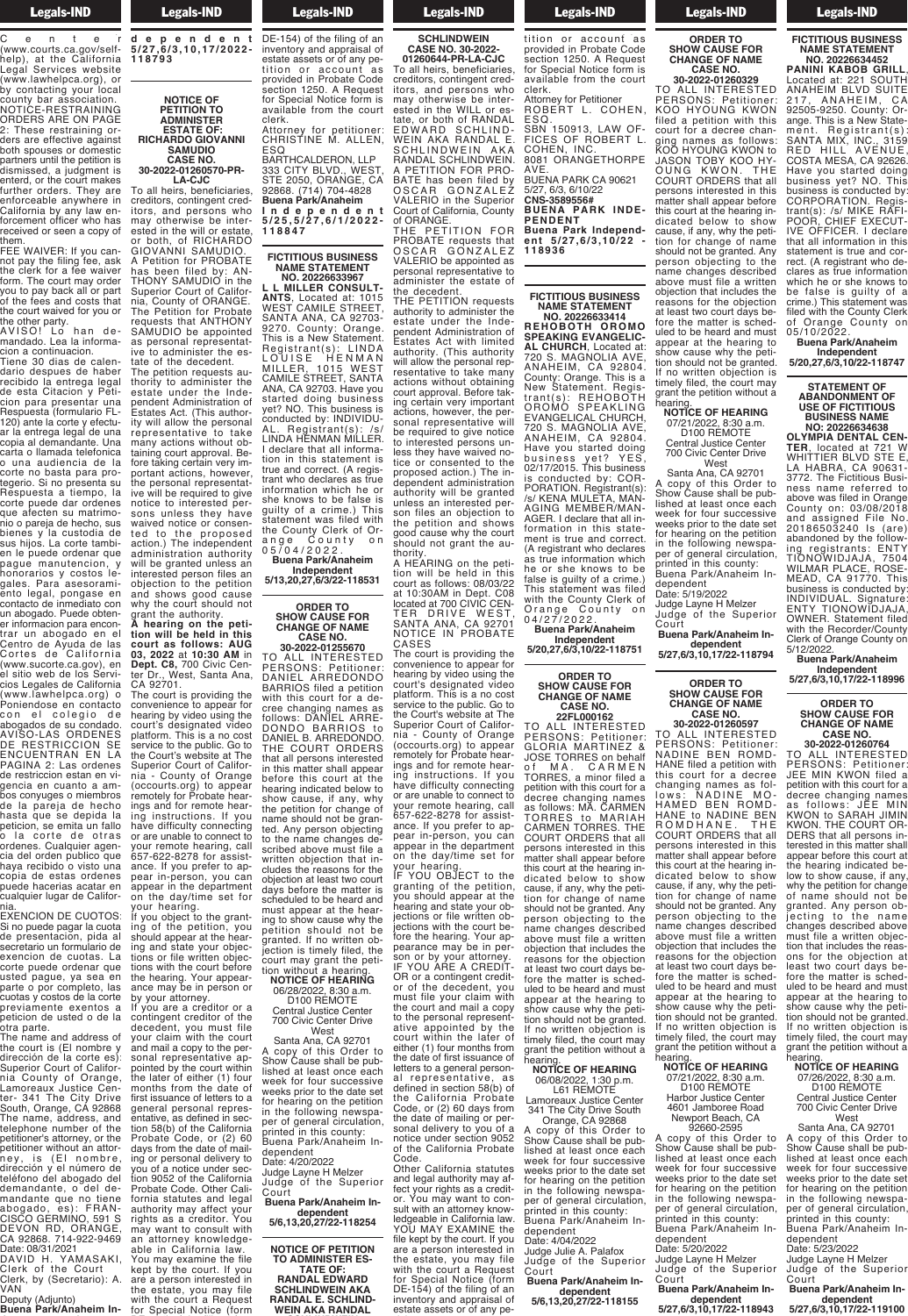Center (www.courts.ca.gov/selfhelp), at the California Legal Services website (www.lawhelpca.org), or by contacting your local county bar association.

NOTICE-RESTRAINING ORDERS ARE ON PAGE 2: These restraining orders are effective against both spouses or domestic partners until the petition is dismissed, a judgment is enterd, or the court makes further orders. They are enforceable anywhere in California by any law enforcement officer who has received or seen a copy of them.

FEE WAIVER: If you cannot pay the filing fee, ask the clerk for a fee waiver form. The court may order you to pay back all or part of the fees and costs that the court waived for you or the other party.

AVISO! Lo han demandado. Lea la informacion a continuacion.

Tiene 30 dias de calendario despues de haber recibido la entrega legal de esta Citacion y Peticion para presentar una Respuesta (formulario FL-120) ante la corte y efectuar la entrega legal de una copia al demandante. Una carta o llamada telefonica o una audiencia de la corte no basta para protegerio. Si no presenta su Respuesta a tiempo, la corte puede dar ordenes que afecten su matrimonio o pareja de hecho, sus bienes y la custodia de sus hijos. La corte tambien le puede ordenar que pague manutencion, y honorarios y costos legales. Para asesoramiento legal, pongase en contacto de inmediato con un abogado. Puede obtener informacion para encontrar un abogado en el Centro de Ayuda de las Cortes de California (www.sucorte.ca.gov), en el sitio web de los Servicios Legales de California (www.lawhelpca.org) o Poniendose en contacto con el colegio de abogados de su condado.

AVISO-LAS ORDENES DE RESTRICCION SE ENCUENTRAN EN LA PAGINA 2: Las ordenes de restriccion estan en vigencia en cuanto a ambos conyuges o miembros de la pareja de hecho hasta que se depida la peticion, se emita un fallo o la corte de otras ordenes. Cualquier agencia del orden publico que haya recibido o visto una copia de estas ordenes puede hacerias acatar en cualquier lugar de California.

EXENCION DE CUOTOS: Si no puede pagar la cuota de presentacion, pida al secretario un formulario de exencion de cuotas. La corte puede ordenar que usted pague, ya sea en parte o por completo, las cuotas y costos de la corte previamente exentos a peticion de usted o de la otra parte.

The name and address of the court is (El nombre y direccion de la corte es): Superior Court of California County of Orange, Lamoreaux Justice Center- 341 The City Drive South, Orange, CA 92868

The name, address, and telephone number of the petitioner's attorney, or the petitioner without an attorney, is (El nombre, dirección y el número de teléfono del abogado del demandante, o del demandante que no tiene abogado, es): FRANCISCO GERMINO, 591 S DEVON RD, ORANGE, CA 92868. 714-922-9469

Date: 08/31/2021

DAVID H. YAMASAKI, Clerk of the Court

Clerk, by (Secretario): A. VAN

Deputy (Adjunto)

**Buena Park/Anaheim Independent 5/27,6/3,10,17/2022-118793**

---

## NOTICE OF PETITION TO ADMINISTER ESTATE OF: RICHARDO GIOVANNI SAMUDIO
### CASE NO. 30-2022-01260570-PR-LA-CJC

To all heirs, beneficiaries, creditors, contingent creditors, and persons who may otherwise be interested in the will or estate, or both, of RICHARDO GIOVANNI SAMUDIO.

A Petition for PROBATE has been filed by: ANTHONY SAMUDIO in the Superior Court of California, County of ORANGE.

The Petition for Probate requests that ANTHONY SAMUDIO be appointed as personal representative to administer the estate of the decedent.

The petition requests authority to administer the estate under the Independent Administration of Estates Act. (This authority will allow the personal representative to take many actions without obtaining court approval. Before taking certain very important actions, however, the personal representative will be required to give notice to interested persons unless they have waived notice or consented to the proposed action.) The independent administration authority will be granted unless an interested person files an objection to the petition and shows good cause why the court should not grant the authority.

**A hearing on the petition will be held in this court as follows: AUG 03, 2022 at 10:30 AM in Dept. C8,** 700 Civic Center Dr., West, Santa Ana, CA 92701.

The court is providing the convenience to appear for hearing by video using the court's designated video platform. This is a no cost service to the public. Go to the Court's website at The Superior Court of California - County of Orange (occourts.org) to appear remotely for Probate hearings and for remote hearing instructions. If you have difficulty connecting or are unable to connect to your remote hearing, call 657-622-8278 for assistance. If you prefer to appear in-person, you can appear in the department on the day/time set for your hearing.

If you object to the granting of the petition, you should appear at the hearing and state your objections or file written objections with the court before the hearing. Your appearance may be in person or by your attorney.

If you are a creditor or a contingent creditor of the decedent, you must file your claim with the court and mail a copy to the personal representative appointed by the court within the later of either (1) four months from the date of first issuance of letters to a general personal representative, as defined in section 58(b) of the California Probate Code, or (2) 60 days from the date of mailing or personal delivery to you of a notice under section 9052 of the California Probate Code. Other California statutes and legal authority may affect your rights as a creditor. You may want to consult with an attorney knowledgeable in California law.

You may examine the file kept by the court. If you are a person interested in the estate, you may file with the court a Request for Special Notice (form DE-154) of the filing of an inventory and appraisal of estate assets or of any petition or account as provided in Probate Code section 1250. A Request for Special Notice form is available from the court clerk.

Attorney for petitioner: CHRISTINE M. ALLEN, ESQ
BARTHCALDERON, LLP
333 CITY BLVD., WEST, STE 2050, ORANGE, CA 92868. (714) 704-4828

**Buena Park/Anaheim Independent 5/25,5/27,6/1/2022-118847**

---

## FICTITIOUS BUSINESS NAME STATEMENT
### NO. 20226633967

**L L MILLER CONSULTANTS**, Located at: 1015 WEST CAMILE STREET, SANTA ANA, CA 92703-9270. County: Orange. This is a New Statement. Registrant(s): LINDA LOUISE HENMAN MILLER, 1015 WEST CAMILE STREET, SANTA ANA, CA 92703. Have you started doing business yet? NO. This business is conducted by: INDIVIDUAL. Registrant(s): /s/ LINDA HENMAN MILLER. I declare that all information in this statement is true and correct. (A registrant who declares as true information which he or she knows to be false is guilty of a crime.) This statement was filed with the County Clerk of Orange County on 05/04/2022.

**Buena Park/Anaheim Independent 5/13,20,27,6/3/22-118531**

---

## ORDER TO SHOW CAUSE FOR CHANGE OF NAME
### CASE NO. 30-2022-01255670

TO ALL INTERESTED PERSONS: Petitioner: DANIEL ARREDONDO BARRIOS filed a petition with this court for a decree changing names as follows: DANIEL ARREDONDO BARRIOS to DANIEL B. ARREDONDO. THE COURT ORDERS that all persons interested in this matter shall appear before this court at the hearing indicated below to show cause, if any, why the petition for change of name should not be granted. Any person objecting to the name changes described above must file a written objection that includes the reasons for the objection at least two court days before the matter is scheduled to be heard and must appear at the hearing to show cause why the petition should not be granted. If no written objection is timely filed, the court may grant the petition without a hearing.

**NOTICE OF HEARING**
06/28/2022, 8:30 a.m.
D100 REMOTE
Central Justice Center
700 Civic Center Drive West
Santa Ana, CA 92701

A copy of this Order to Show Cause shall be published at least once each week for four successive weeks prior to the date set for hearing on the petition in the following newspaper of general circulation, printed in this county: Buena Park/Anaheim Independent

Date: 4/20/2022
Judge Layne H Melzer
Judge of the Superior Court

**Buena Park/Anaheim Independent 5/6,13,20,27/22-118254**

---

## NOTICE OF PETITION TO ADMINISTER ESTATE OF RANDAL EDWARD SCHLINDWEIN AKA RANDAL E. SCHLINDWEIN AKA RANDAL SCHLINDWEIN
### CASE NO. 30-2022-01260644-PR-LA-CJC

To all heirs, beneficiaries, creditors, contingent creditors, and persons who may otherwise be interested in the WILL or estate, or both of RANDAL EDWARD SCHLINDWEIN AKA RANDAL E. SCHLINDWEIN AKA RANDAL SCHLINDWEIN.

A PETITION FOR PROBATE has been filed by OSCAR GONZALEZ VALERIO in the Superior Court of California, County of ORANGE.

THE PETITION FOR PROBATE requests that OSCAR GONZALEZ VALERIO be appointed as personal representative to administer the estate of the decedent.

THE PETITION requests authority to administer the estate under the Independent Administration of Estates Act with limited authority. (This authority will allow the personal representative to take many actions without obtaining court approval. Before taking certain very important actions, however, the personal representative will be required to give notice to interested persons unless they have waived notice or consented to the proposed action.) The independent administration authority will be granted unless an interested person files an objection to the petition and shows good cause why the court should not grant the authority.

A HEARING on the petition will be held in this court as follows: 08/03/22 at 10:30AM in Dept. C08 located at 700 CIVIC CENTER DRIVE WEST, SANTA ANA, CA 92701

NOTICE IN PROBATE CASES

The court is providing the convenience to appear for hearing by video using the court's designated video platform. This is a no cost service to the public. Go to the Court's website at The Superior Court of California - County of Orange (occourts.org) to appear remotely for Probate hearings and for remote hearing instructions. If you have difficulty connecting or are unable to connect to your remote hearing, call 657-622-8278 for assistance. If you prefer to appear in-person, you can appear in the department on the day/time set for your hearing.

IF YOU OBJECT to the granting of the petition, you should appear at the hearing and state your objections or file written objections with the court before the hearing. Your appearance may be in person or by your attorney.

IF YOU ARE A CREDITOR or a contingent creditor of the decedent, you must file your claim with the court and mail a copy to the personal representative appointed by the court within the later of either (1) four months from the date of first issuance of letters to a general personal representative, as defined in section 58(b) of the California Probate Code, or (2) 60 days from the date of mailing or personal delivery to you of a notice under section 9052 of the California Probate Code.

Other California statutes and legal authority may affect your rights as a creditor. You may want to consult with an attorney knowledgeable in California law.

YOU MAY EXAMINE the file kept by the court. If you are a person interested in the estate, you may file with the court a Request for Special Notice (form DE-154) of the filing of an inventory and appraisal of estate assets or of any petition or account as provided in Probate Code section 1250. A Request for Special Notice form is available from the court clerk.

Attorney for Petitioner
ROBERT L. COHEN, ESQ.
SBN 150913, LAW OFFICES OF ROBERT L. COHEN, INC.
8081 ORANGETHORPE AVE.
BUENA PARK CA 90621
5/27, 6/3, 6/10/22
CNS-3589556#

**BUENA PARK INDEPENDENT**

**Buena Park Independent 5/27,6/3,10/22-118936**

---

## FICTITIOUS BUSINESS NAME STATEMENT
### NO. 20226633414

**REHOBOTH OROMO SPEAKING EVANGELICAL CHURCH**, Located at: 720 S. MAGNOLIA AVE, ANAHEIM, CA 92804. County: Orange. This is a New Statement. Registrant(s): REHOBOTH OROMO SPEAKING EVANGELICAL CHURCH, 720 S. MAGNOLIA AVE, ANAHEIM, CA 92804. Have you started doing business yet? YES, 02/17/2015. This business is conducted by: CORPORATION. Registrant(s): /s/ KENA MULETA, MANAGING MEMBER/MANAGER. I declare that all information in this statement is true and correct. (A registrant who declares as true information which he or she knows to be false is guilty of a crime.) This statement was filed with the County Clerk of Orange County on 04/27/2022.

**Buena Park/Anaheim Independent 5/20,27,6/3,10/22-118751**

---

## ORDER TO SHOW CAUSE FOR CHANGE OF NAME
### CASE NO. 22FL000162

TO ALL INTERESTED PERSONS: Petitioner: GLORIA MARTINEZ & JOSE TORRES on behalf of MA. CARMEN TORRES, a minor filed a petition with this court for a decree changing names as follows: MA. CARMEN TORRES to MARIAH CARMEN TORRES. THE COURT ORDERS that all persons interested in this matter shall appear before this court at the hearing indicated below to show cause, if any, why the petition for change of name should not be granted. Any person objecting to the name changes described above must file a written objection that includes the reasons for the objection at least two court days before the matter is scheduled to be heard and must appear at the hearing to show cause why the petition should not be granted. If no written objection is timely filed, the court may grant the petition without a hearing.

**NOTICE OF HEARING**
06/08/2022, 1:30 p.m.
L61 REMOTE
Lamoreaux Justice Center
341 The City Drive South
Orange, CA 92868

A copy of this Order to Show Cause shall be published at least once each week for four successive weeks prior to the date set for hearing on the petition in the following newspaper of general circulation, printed in this county: Buena Park/Anaheim Independent

Date: 4/04/2022
Judge Julie A. Palafox
Judge of the Superior Court

**Buena Park/Anaheim Independent 5/6,13,20,27/22-118155**

---

## ORDER TO SHOW CAUSE FOR CHANGE OF NAME
### CASE NO. 30-2022-01260329

TO ALL INTERESTED PERSONS: Petitioner: KOO HYOUNG KWON filed a petition with this court for a decree changing names as follows: KOO HYOUNG KWON to JASON TOBY KOO HYOUNG KWON. THE COURT ORDERS that all persons interested in this matter shall appear before this court at the hearing indicated below to show cause, if any, why the petition for change of name should not be granted. Any person objecting to the name changes described above must file a written objection that includes the reasons for the objection at least two court days before the matter is scheduled to be heard and must appear at the hearing to show cause why the petition should not be granted. If no written objection is timely filed, the court may grant the petition without a hearing.

**NOTICE OF HEARING**
07/21/2022, 8:30 a.m.
D100 REMOTE
Central Justice Center
700 Civic Center Drive West
Santa Ana, CA 92701

A copy of this Order to Show Cause shall be published at least once each week for four successive weeks prior to the date set for hearing on the petition in the following newspaper of general circulation, printed in this county: Buena Park/Anaheim Independent

Date: 5/19/2022
Judge Layne H Melzer
Judge of the Superior Court

**Buena Park/Anaheim Independent 5/27,6/3,10,17/22-118794**

---

## ORDER TO SHOW CAUSE FOR CHANGE OF NAME
### CASE NO. 30-2022-01260597

TO ALL INTERESTED PERSONS: Petitioner: NADINE BEN ROMDHANE filed a petition with this court for a decree changing names as follows: NADINE MOHAMED BEN ROMDHANE to NADINE BEN ROMDHANE. THE COURT ORDERS that all persons interested in this matter shall appear before this court at the hearing indicated below to show cause, if any, why the petition for change of name should not be granted. Any person objecting to the name changes described above must file a written objection that includes the reasons for the objection at least two court days before the matter is scheduled to be heard and must appear at the hearing to show cause why the petition should not be granted. If no written objection is timely filed, the court may grant the petition without a hearing.

**NOTICE OF HEARING**
07/21/2022, 8:30 a.m.
D100 REMOTE
Harbor Justice Center
4601 Jamboree Road
Newport Beach, CA 92660-2595

A copy of this Order to Show Cause shall be published at least once each week for four successive weeks prior to the date set for hearing on the petition in the following newspaper of general circulation, printed in this county: Buena Park/Anaheim Independent

Date: 5/20/2022
Judge Layne H Melzer
Judge of the Superior Court

**Buena Park/Anaheim Independent 5/27,6/3,10,17/22-118943**

---

## FICTITIOUS BUSINESS NAME STATEMENT
### NO. 20226634452

**PANINI KABOB GRILL**, Located at: 221 SOUTH ANAHEIM BLVD SUITE 217, ANAHEIM, CA 92505-9250. County: Orange. This is a New Statement. Registrant(s): SANTA MIX, INC., 3159 RED HILL AVENUE, COSTA MESA, CA 92626. Have you started doing business yet? NO. This business is conducted by: CORPORATION. Registrant(s): /s/ MIKE RAFIPOOR, CHIEF EXECUTIVE OFFICER. I declare that all information in this statement is true and correct. (A registrant who declares as true information which he or she knows to be false is guilty of a crime.) This statement was filed with the County Clerk of Orange County on 05/10/2022.

**Buena Park/Anaheim Independent 5/20,27,6/3,10/22-118747**

---

## STATEMENT OF ABANDONMENT OF USE OF FICTITIOUS BUSINESS NAME
### NO: 20226634638

**OLYMPIA DENTAL CENTER**, located at 721 W WHITTIER BLVD STE E, LA HABRA, CA 90631-3772. The Fictitious Business name referred to above was filed in Orange County on: 03/08/2018 and assigned File No. 20186503240 Is (are) abandoned by the following registrants: ENTY TIONOWIDJAJA, 7504 WILMAR PLACE, ROSEMEAD, CA 91770. This business is conducted by: INDIVIDUAL. Signature: ENTY TIONOWIDJAJA, OWNER. Statement filed with the Recorder/County Clerk of Orange County on 5/12/2022.

**Buena Park/Anaheim Independent 5/27,6/3,10,17/22-118996**

---

## ORDER TO SHOW CAUSE FOR CHANGE OF NAME
### CASE NO. 30-2022-01260764

TO ALL INTERESTED PERSONS: Petitioner: JEE MIN KWON filed a petition with this court for a decree changing names as follows: JEE MIN KWON to SARAH JIMIN KWON. THE COURT ORDERS that all persons interested in this matter shall appear before this court at the hearing indicated below to show cause, if any, why the petition for change of name should not be granted. Any person objecting to the name changes described above must file a written objection that includes the reasons for the objection at least two court days before the matter is scheduled to be heard and must appear at the hearing to show cause why the petition should not be granted. If no written objection is timely filed, the court may grant the petition without a hearing.

**NOTICE OF HEARING**
07/26/2022, 8:30 a.m.
D100 REMOTE
Central Justice Center
700 Civic Center Drive West
Santa Ana, CA 92701

A copy of this Order to Show Cause shall be published at least once each week for four successive weeks prior to the date set for hearing on the petition in the following newspaper of general circulation, printed in this county: Buena Park/Anaheim Independent

Date: 5/23/2022
Judge Layne H Melzer
Judge of the Superior Court

**Buena Park/Anaheim Independent 5/27,6/3,10,17/22-119100**